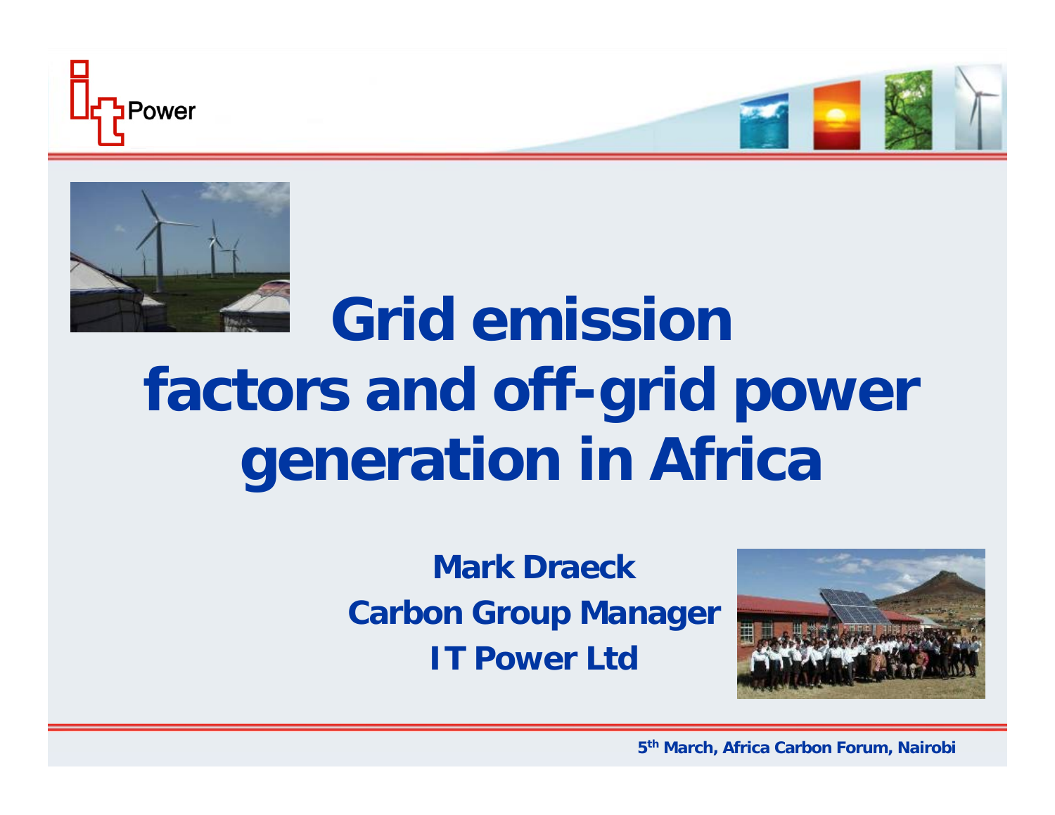# Grid emission factors and off-grid power generation in Africa

**Mark Draeck**
**Carbon Group Manager**
**IT Power Ltd**

**5th March, Africa Carbon Forum, Nairobi**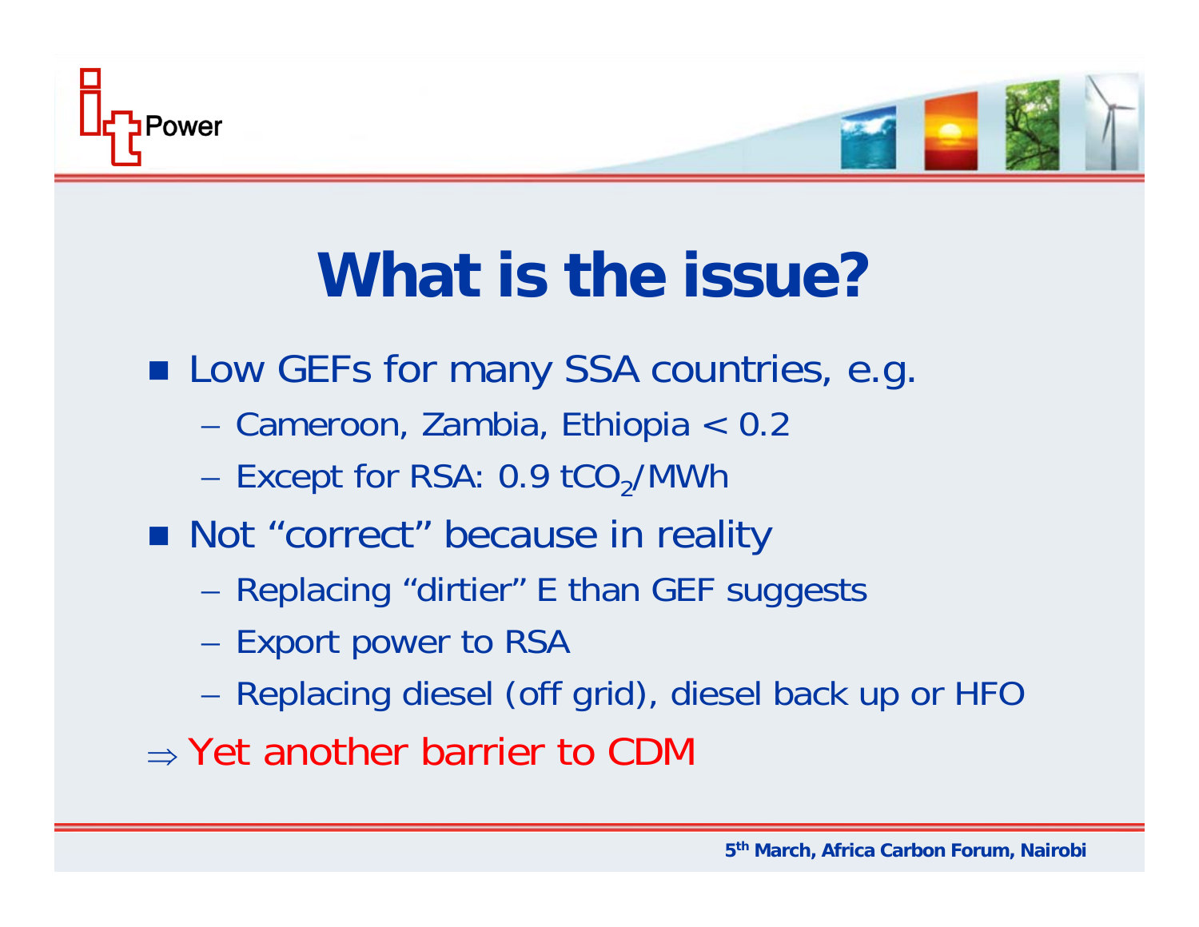# What is the issue?

- Low GEFs for many SSA countries, e.g.
  - Cameroon, Zambia, Ethiopia < 0.2
  - Except for RSA: 0.9 $tCO_2$/MWh
- Not “correct” because in reality
  - Replacing “dirtier” E than GEF suggests
  - Export power to RSA
  - Replacing diesel (off grid), diesel back up or HFO

$\Rightarrow$ Yet another barrier to CDM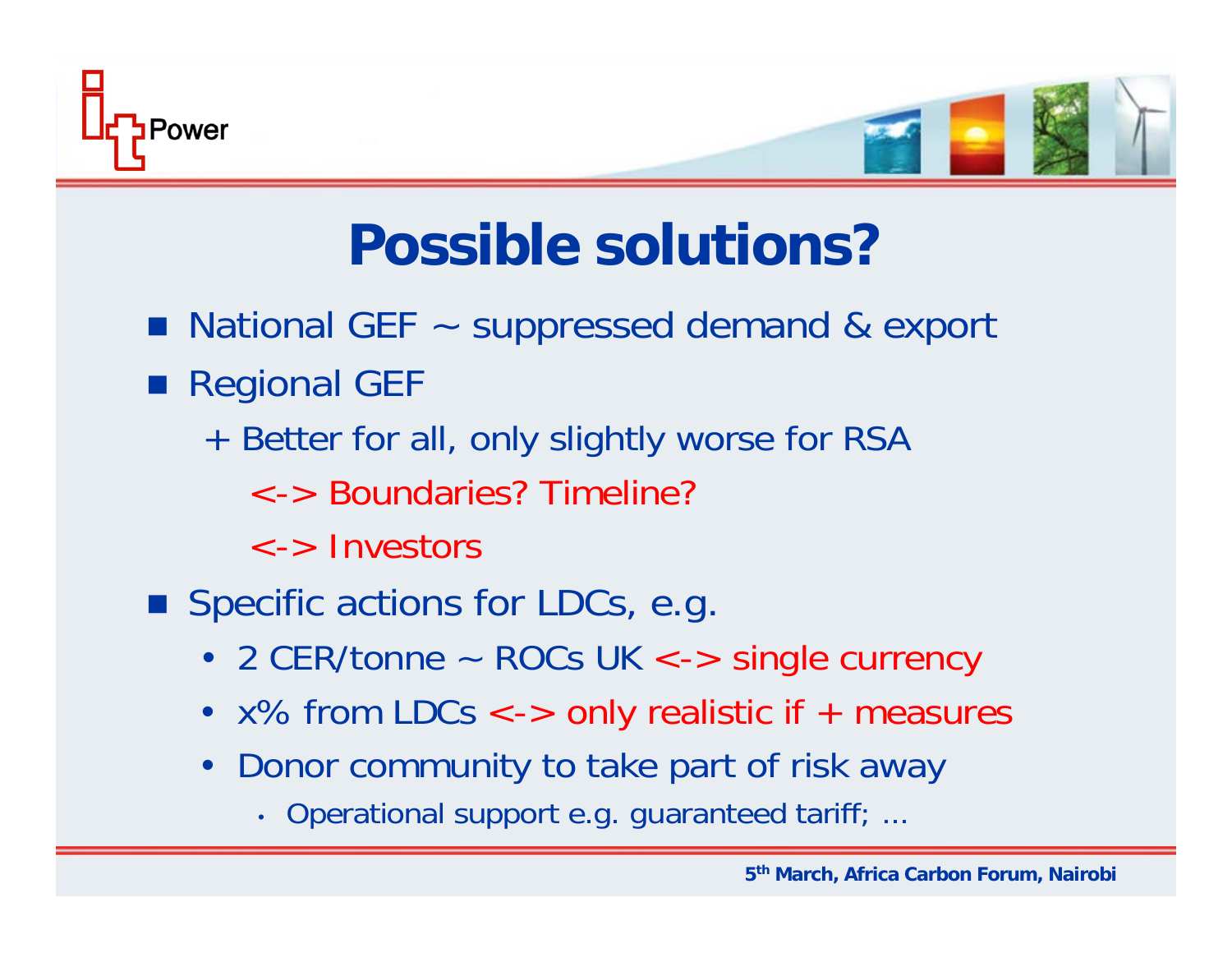# Possible solutions?

- National GEF ~ suppressed demand & export
- Regional GEF
  - + Better for all, only slightly worse for RSA
    - <-> Boundaries? Timeline?
    - <-> Investors
- Specific actions for LDCs, e.g.
  - 2 CER/tonne ~ ROCs UK <-> single currency
  - x% from LDCs <-> only realistic if + measures
  - Donor community to take part of risk away
    - Operational support e.g. guaranteed tariff; ...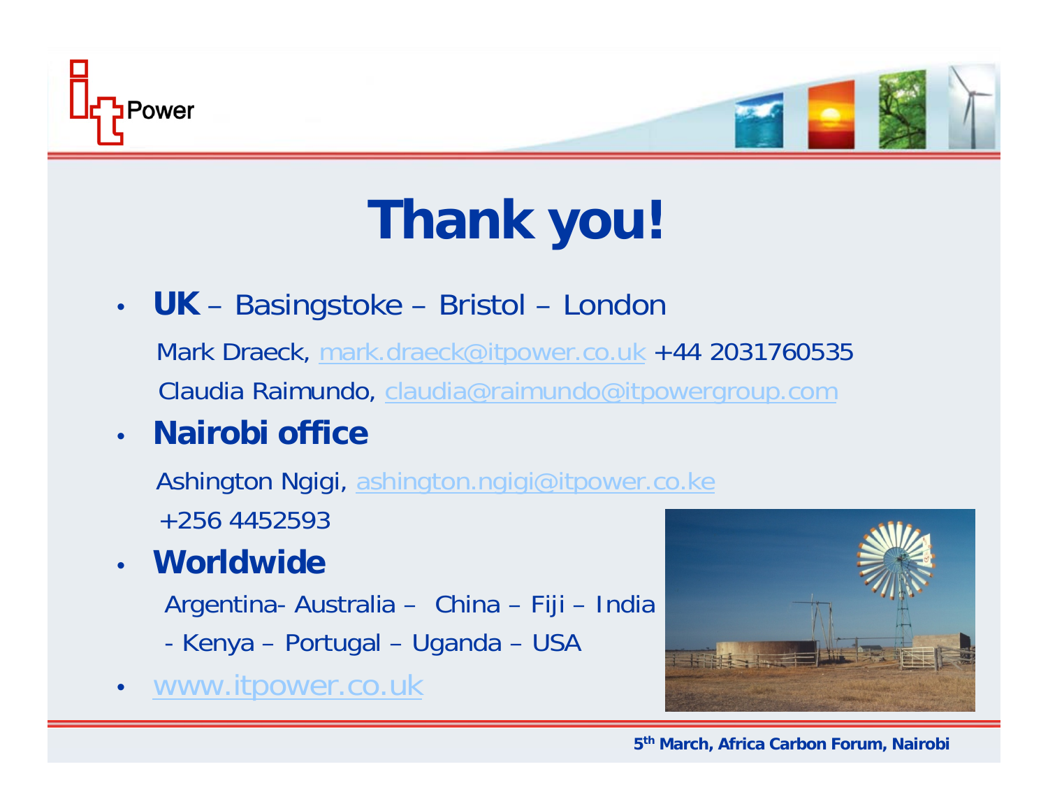# Thank you!

- **UK** – Basingstoke – Bristol – London

  Mark Draeck, mark.draeck@itpower.co.uk +44 2031760535

  Claudia Raimundo, claudia@raimundo@itpowergroup.com

- **Nairobi office**

  Ashington Ngigi, ashington.ngigi@itpower.co.ke

  +256 4452593

- **Worldwide**

  Argentina- Australia – China – Fiji – India

  - Kenya – Portugal – Uganda – USA

- www.itpower.co.uk

5th March, Africa Carbon Forum, Nairobi